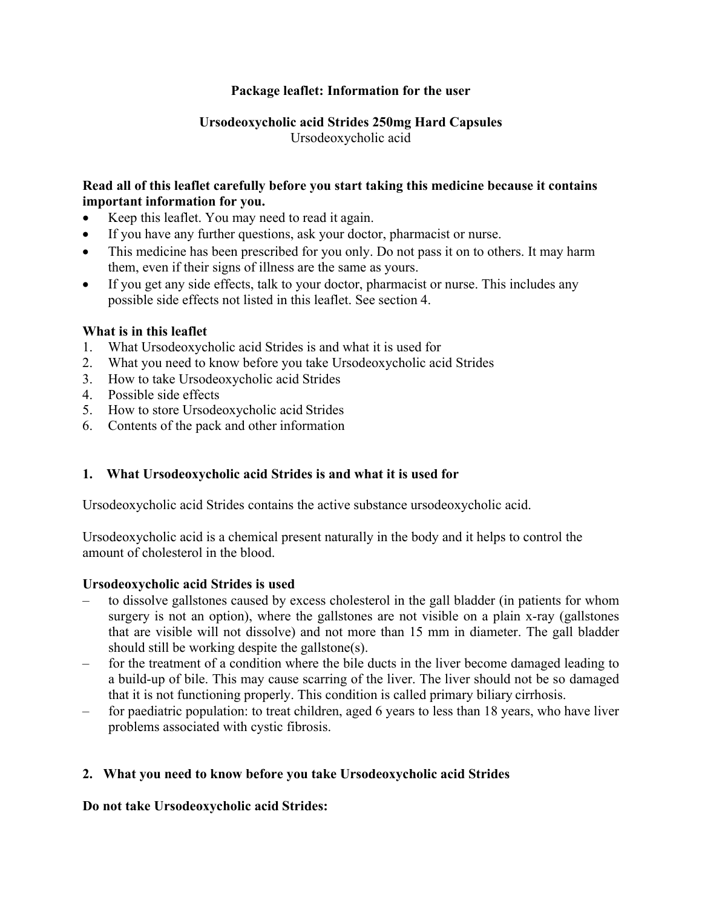**Package leaflet: Information for the user**

**Ursodeoxycholic acid Strides 250mg Hard Capsules**
Ursodeoxycholic acid

**Read all of this leaflet carefully before you start taking this medicine because it contains important information for you.**

- Keep this leaflet. You may need to read it again.
- If you have any further questions, ask your doctor, pharmacist or nurse.
- This medicine has been prescribed for you only. Do not pass it on to others. It may harm them, even if their signs of illness are the same as yours.
- If you get any side effects, talk to your doctor, pharmacist or nurse. This includes any possible side effects not listed in this leaflet. See section 4.

**What is in this leaflet**

1. What Ursodeoxycholic acid Strides is and what it is used for
2. What you need to know before you take Ursodeoxycholic acid Strides
3. How to take Ursodeoxycholic acid Strides
4. Possible side effects
5. How to store Ursodeoxycholic acid Strides
6. Contents of the pack and other information

## 1. What Ursodeoxycholic acid Strides is and what it is used for

Ursodeoxycholic acid Strides contains the active substance ursodeoxycholic acid.

Ursodeoxycholic acid is a chemical present naturally in the body and it helps to control the amount of cholesterol in the blood.

**Ursodeoxycholic acid Strides is used**

– to dissolve gallstones caused by excess cholesterol in the gall bladder (in patients for whom surgery is not an option), where the gallstones are not visible on a plain x-ray (gallstones that are visible will not dissolve) and not more than 15 mm in diameter. The gall bladder should still be working despite the gallstone(s).
– for the treatment of a condition where the bile ducts in the liver become damaged leading to a build-up of bile. This may cause scarring of the liver. The liver should not be so damaged that it is not functioning properly. This condition is called primary biliary cirrhosis.
– for paediatric population: to treat children, aged 6 years to less than 18 years, who have liver problems associated with cystic fibrosis.

## 2. What you need to know before you take Ursodeoxycholic acid Strides

**Do not take Ursodeoxycholic acid Strides:**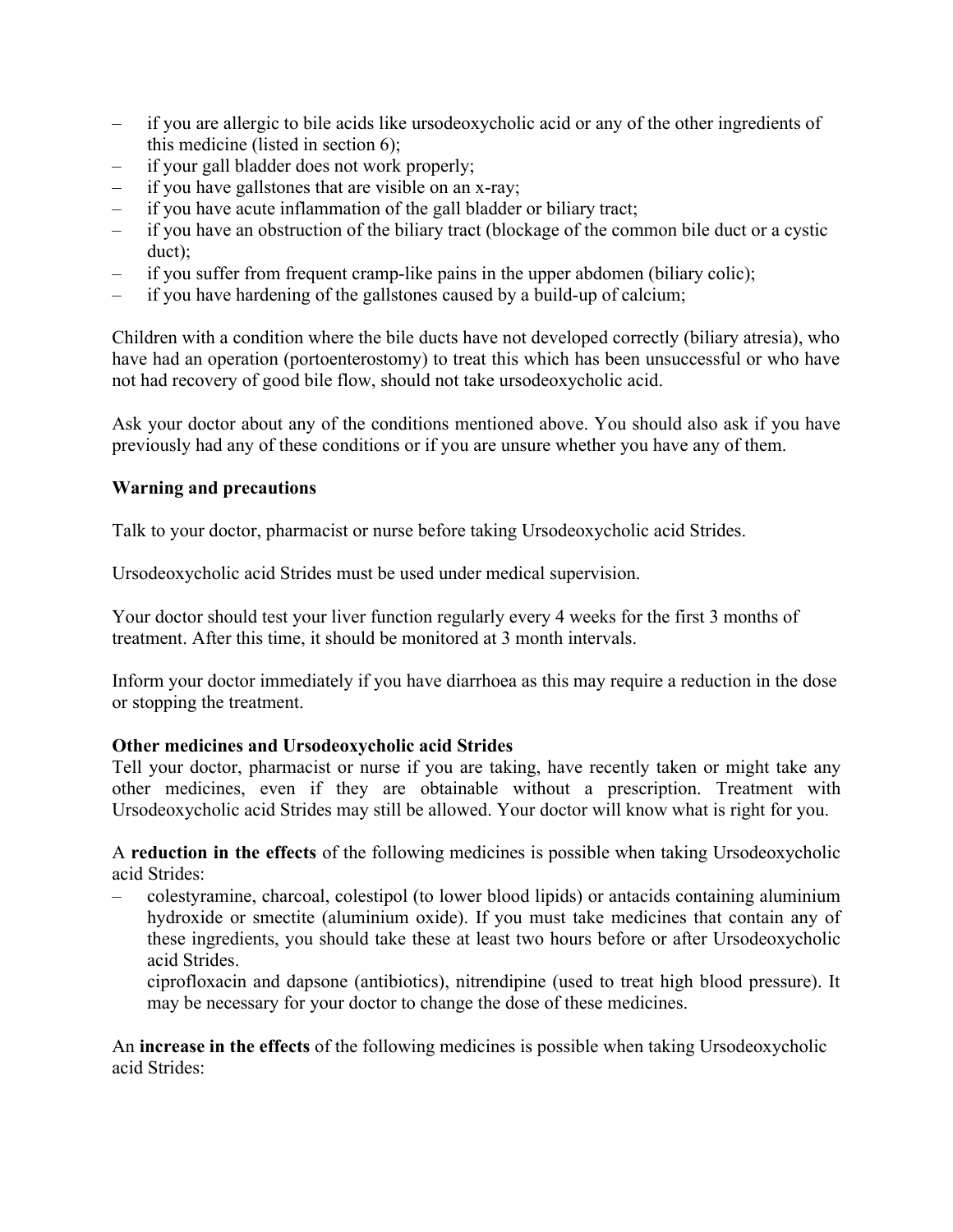- if you are allergic to bile acids like ursodeoxycholic acid or any of the other ingredients of this medicine (listed in section 6);
- if your gall bladder does not work properly;
- if you have gallstones that are visible on an x-ray;
- if you have acute inflammation of the gall bladder or biliary tract;
- if you have an obstruction of the biliary tract (blockage of the common bile duct or a cystic duct);
- if you suffer from frequent cramp-like pains in the upper abdomen (biliary colic);
- if you have hardening of the gallstones caused by a build-up of calcium;

Children with a condition where the bile ducts have not developed correctly (biliary atresia), who have had an operation (portoenterostomy) to treat this which has been unsuccessful or who have not had recovery of good bile flow, should not take ursodeoxycholic acid.

Ask your doctor about any of the conditions mentioned above. You should also ask if you have previously had any of these conditions or if you are unsure whether you have any of them.

**Warning and precautions**

Talk to your doctor, pharmacist or nurse before taking Ursodeoxycholic acid Strides.

Ursodeoxycholic acid Strides must be used under medical supervision.

Your doctor should test your liver function regularly every 4 weeks for the first 3 months of treatment. After this time, it should be monitored at 3 month intervals.

Inform your doctor immediately if you have diarrhoea as this may require a reduction in the dose or stopping the treatment.

**Other medicines and Ursodeoxycholic acid Strides**

Tell your doctor, pharmacist or nurse if you are taking, have recently taken or might take any other medicines, even if they are obtainable without a prescription. Treatment with Ursodeoxycholic acid Strides may still be allowed. Your doctor will know what is right for you.

A **reduction in the effects** of the following medicines is possible when taking Ursodeoxycholic acid Strides:

- colestyramine, charcoal, colestipol (to lower blood lipids) or antacids containing aluminium hydroxide or smectite (aluminium oxide). If you must take medicines that contain any of these ingredients, you should take these at least two hours before or after Ursodeoxycholic acid Strides.

  ciprofloxacin and dapsone (antibiotics), nitrendipine (used to treat high blood pressure). It may be necessary for your doctor to change the dose of these medicines.

An **increase in the effects** of the following medicines is possible when taking Ursodeoxycholic acid Strides: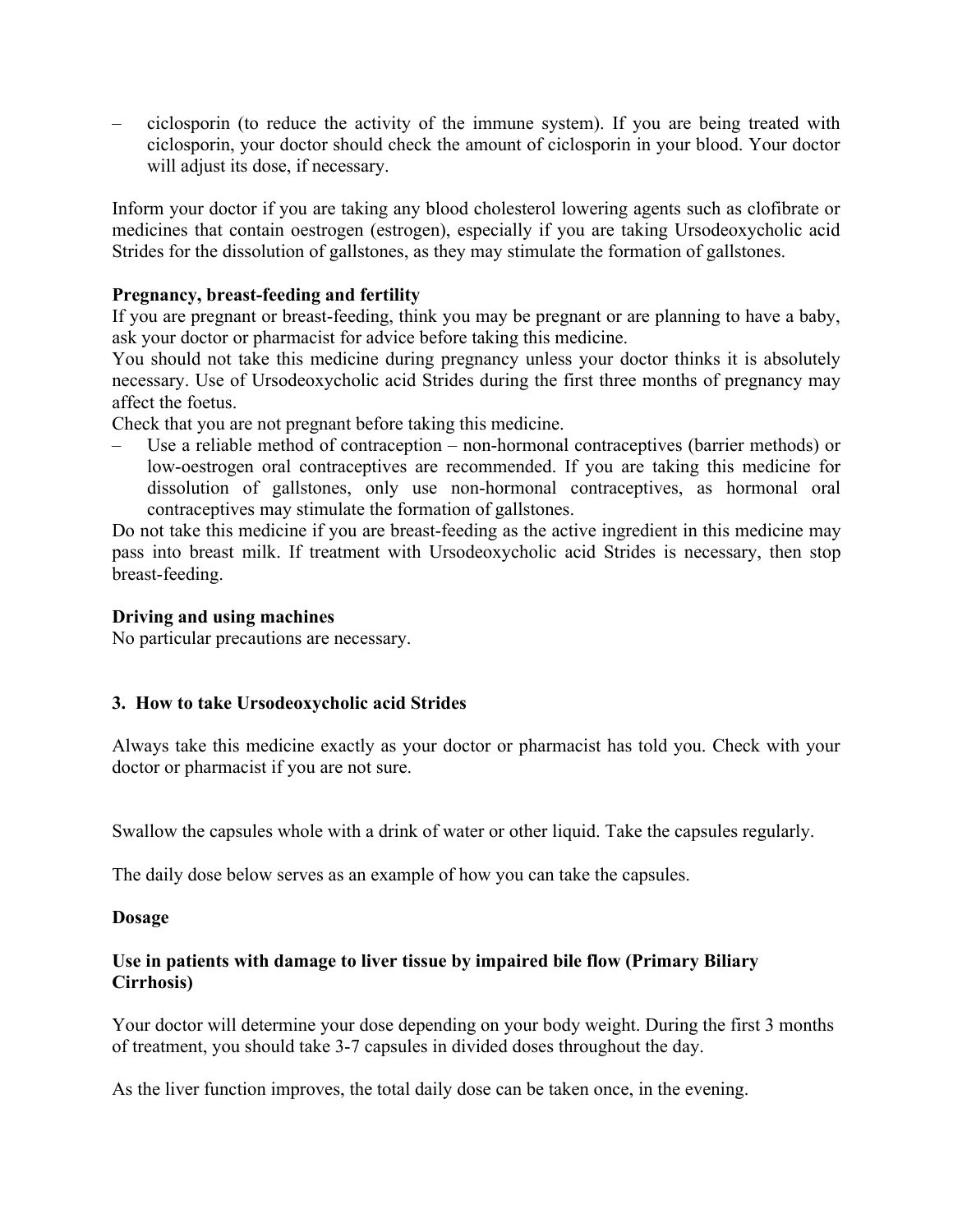– ciclosporin (to reduce the activity of the immune system). If you are being treated with ciclosporin, your doctor should check the amount of ciclosporin in your blood. Your doctor will adjust its dose, if necessary.

Inform your doctor if you are taking any blood cholesterol lowering agents such as clofibrate or medicines that contain oestrogen (estrogen), especially if you are taking Ursodeoxycholic acid Strides for the dissolution of gallstones, as they may stimulate the formation of gallstones.

**Pregnancy, breast-feeding and fertility**
If you are pregnant or breast-feeding, think you may be pregnant or are planning to have a baby, ask your doctor or pharmacist for advice before taking this medicine.
You should not take this medicine during pregnancy unless your doctor thinks it is absolutely necessary. Use of Ursodeoxycholic acid Strides during the first three months of pregnancy may affect the foetus.
Check that you are not pregnant before taking this medicine.

– Use a reliable method of contraception – non-hormonal contraceptives (barrier methods) or low-oestrogen oral contraceptives are recommended. If you are taking this medicine for dissolution of gallstones, only use non-hormonal contraceptives, as hormonal oral contraceptives may stimulate the formation of gallstones.

Do not take this medicine if you are breast-feeding as the active ingredient in this medicine may pass into breast milk. If treatment with Ursodeoxycholic acid Strides is necessary, then stop breast-feeding.

**Driving and using machines**
No particular precautions are necessary.

## 3. How to take Ursodeoxycholic acid Strides

Always take this medicine exactly as your doctor or pharmacist has told you. Check with your doctor or pharmacist if you are not sure.

Swallow the capsules whole with a drink of water or other liquid. Take the capsules regularly.

The daily dose below serves as an example of how you can take the capsules.

**Dosage**

**Use in patients with damage to liver tissue by impaired bile flow (Primary Biliary Cirrhosis)**

Your doctor will determine your dose depending on your body weight. During the first 3 months of treatment, you should take 3-7 capsules in divided doses throughout the day.

As the liver function improves, the total daily dose can be taken once, in the evening.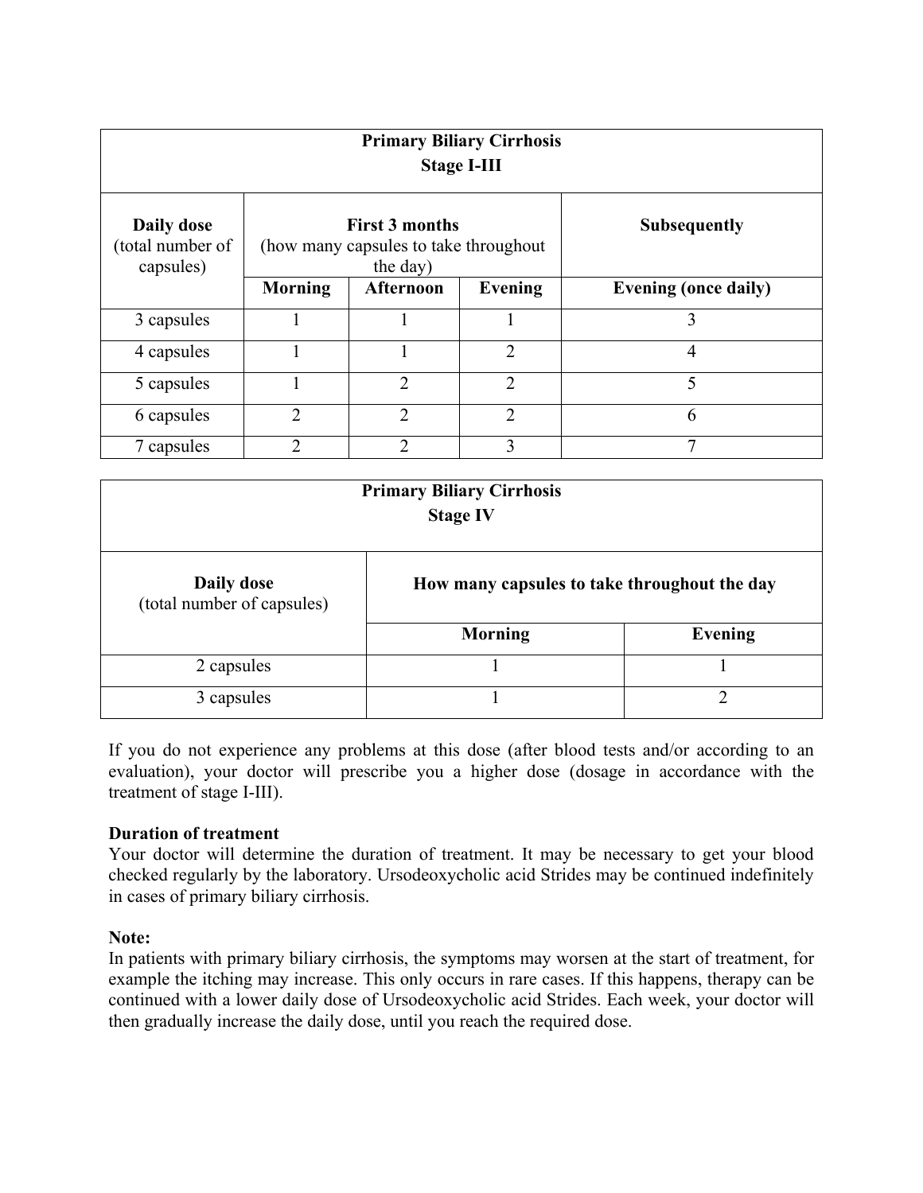| Primary Biliary Cirrhosis Stage I-III | | | | |
|---|---|---|---|---|
| **Daily dose** (total number of capsules) | **First 3 months** (how many capsules to take throughout the day) | | | **Subsequently** |
| | **Morning** | **Afternoon** | **Evening** | **Evening (once daily)** |
| 3 capsules | 1 | 1 | 1 | 3 |
| 4 capsules | 1 | 1 | 2 | 4 |
| 5 capsules | 1 | 2 | 2 | 5 |
| 6 capsules | 2 | 2 | 2 | 6 |
| 7 capsules | 2 | 2 | 3 | 7 |

| Primary Biliary Cirrhosis Stage IV | | |
|---|---|---|
| **Daily dose** (total number of capsules) | **How many capsules to take throughout the day** | |
| | **Morning** | **Evening** |
| 2 capsules | 1 | 1 |
| 3 capsules | 1 | 2 |

If you do not experience any problems at this dose (after blood tests and/or according to an evaluation), your doctor will prescribe you a higher dose (dosage in accordance with the treatment of stage I-III).

**Duration of treatment**

Your doctor will determine the duration of treatment. It may be necessary to get your blood checked regularly by the laboratory. Ursodeoxycholic acid Strides may be continued indefinitely in cases of primary biliary cirrhosis.

**Note:**

In patients with primary biliary cirrhosis, the symptoms may worsen at the start of treatment, for example the itching may increase. This only occurs in rare cases. If this happens, therapy can be continued with a lower daily dose of Ursodeoxycholic acid Strides. Each week, your doctor will then gradually increase the daily dose, until you reach the required dose.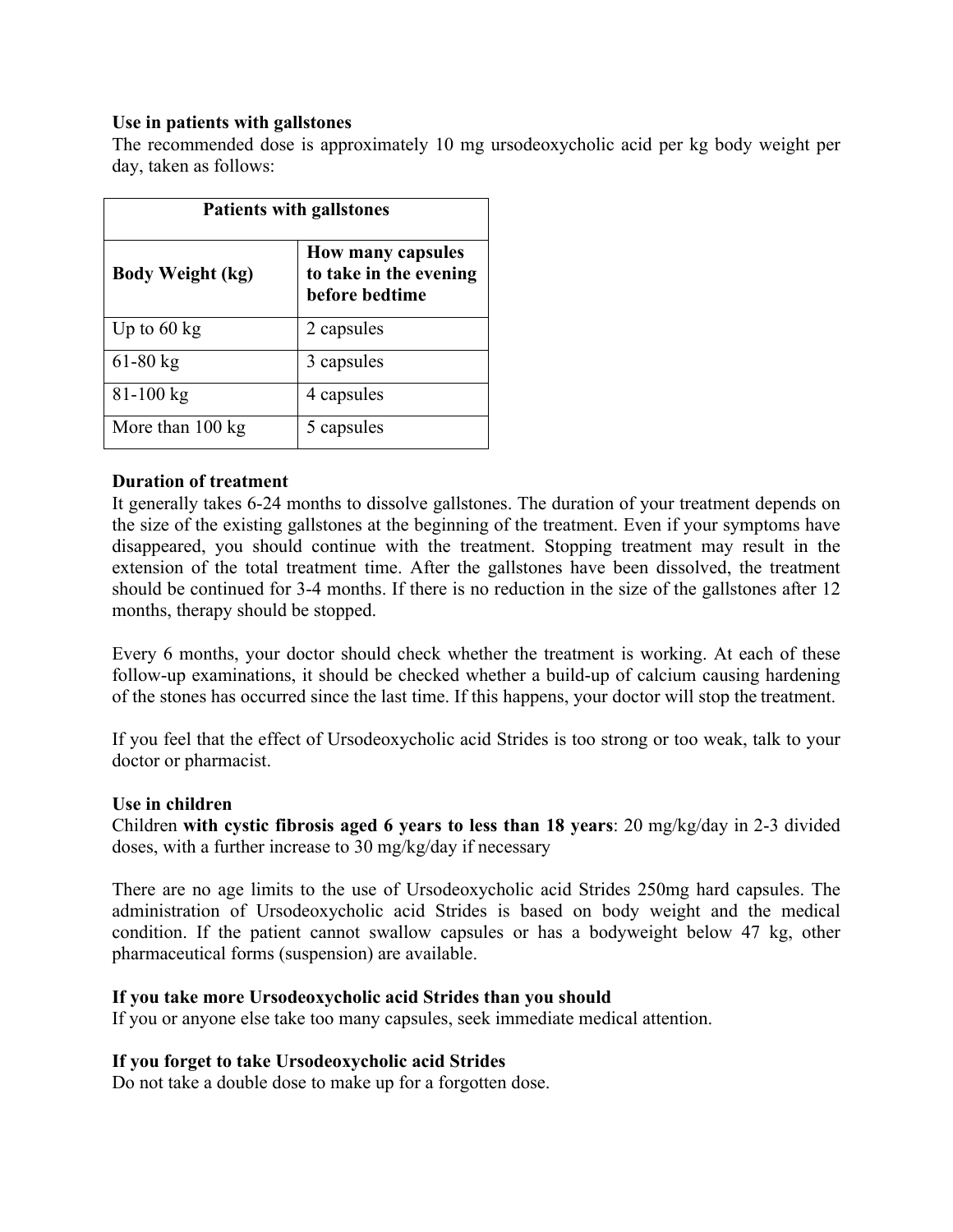**Use in patients with gallstones**

The recommended dose is approximately 10 mg ursodeoxycholic acid per kg body weight per day, taken as follows:

| Patients with gallstones | |
|---|---|
| **Body Weight (kg)** | **How many capsules to take in the evening before bedtime** |
| Up to 60 kg | 2 capsules |
| 61-80 kg | 3 capsules |
| 81-100 kg | 4 capsules |
| More than 100 kg | 5 capsules |

**Duration of treatment**

It generally takes 6-24 months to dissolve gallstones. The duration of your treatment depends on the size of the existing gallstones at the beginning of the treatment. Even if your symptoms have disappeared, you should continue with the treatment. Stopping treatment may result in the extension of the total treatment time. After the gallstones have been dissolved, the treatment should be continued for 3-4 months. If there is no reduction in the size of the gallstones after 12 months, therapy should be stopped.

Every 6 months, your doctor should check whether the treatment is working. At each of these follow-up examinations, it should be checked whether a build-up of calcium causing hardening of the stones has occurred since the last time. If this happens, your doctor will stop the treatment.

If you feel that the effect of Ursodeoxycholic acid Strides is too strong or too weak, talk to your doctor or pharmacist.

**Use in children**

Children **with cystic fibrosis aged 6 years to less than 18 years**: 20 mg/kg/day in 2-3 divided doses, with a further increase to 30 mg/kg/day if necessary

There are no age limits to the use of Ursodeoxycholic acid Strides 250mg hard capsules. The administration of Ursodeoxycholic acid Strides is based on body weight and the medical condition. If the patient cannot swallow capsules or has a bodyweight below 47 kg, other pharmaceutical forms (suspension) are available.

**If you take more Ursodeoxycholic acid Strides than you should**

If you or anyone else take too many capsules, seek immediate medical attention.

**If you forget to take Ursodeoxycholic acid Strides**

Do not take a double dose to make up for a forgotten dose.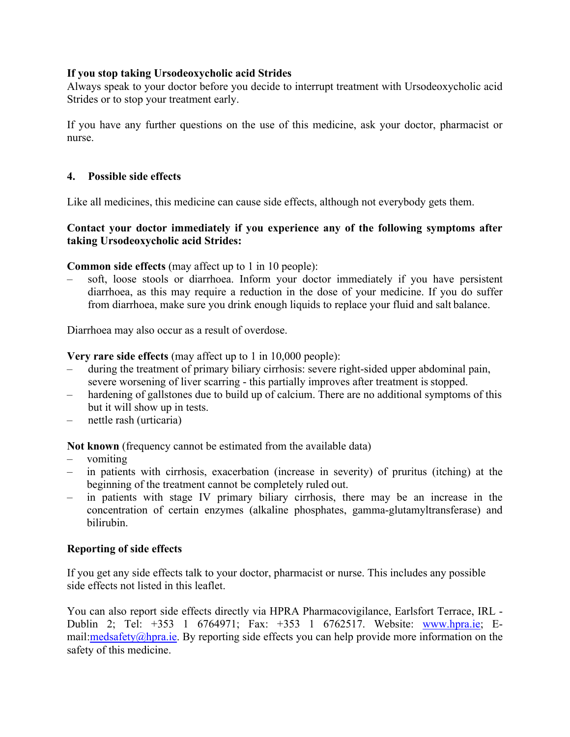**If you stop taking Ursodeoxycholic acid Strides**

Always speak to your doctor before you decide to interrupt treatment with Ursodeoxycholic acid Strides or to stop your treatment early.

If you have any further questions on the use of this medicine, ask your doctor, pharmacist or nurse.

## 4. Possible side effects

Like all medicines, this medicine can cause side effects, although not everybody gets them.

**Contact your doctor immediately if you experience any of the following symptoms after taking Ursodeoxycholic acid Strides:**

**Common side effects** (may affect up to 1 in 10 people):

- soft, loose stools or diarrhoea. Inform your doctor immediately if you have persistent diarrhoea, as this may require a reduction in the dose of your medicine. If you do suffer from diarrhoea, make sure you drink enough liquids to replace your fluid and salt balance.

Diarrhoea may also occur as a result of overdose.

**Very rare side effects** (may affect up to 1 in 10,000 people):

- during the treatment of primary biliary cirrhosis: severe right-sided upper abdominal pain, severe worsening of liver scarring - this partially improves after treatment is stopped.
- hardening of gallstones due to build up of calcium. There are no additional symptoms of this but it will show up in tests.
- nettle rash (urticaria)

**Not known** (frequency cannot be estimated from the available data)

- vomiting
- in patients with cirrhosis, exacerbation (increase in severity) of pruritus (itching) at the beginning of the treatment cannot be completely ruled out.
- in patients with stage IV primary biliary cirrhosis, there may be an increase in the concentration of certain enzymes (alkaline phosphates, gamma-glutamyltransferase) and bilirubin.

**Reporting of side effects**

If you get any side effects talk to your doctor, pharmacist or nurse. This includes any possible side effects not listed in this leaflet.

You can also report side effects directly via HPRA Pharmacovigilance, Earlsfort Terrace, IRL - Dublin 2; Tel: +353 1 6764971; Fax: +353 1 6762517. Website: www.hpra.ie; E-mail:medsafety@hpra.ie. By reporting side effects you can help provide more information on the safety of this medicine.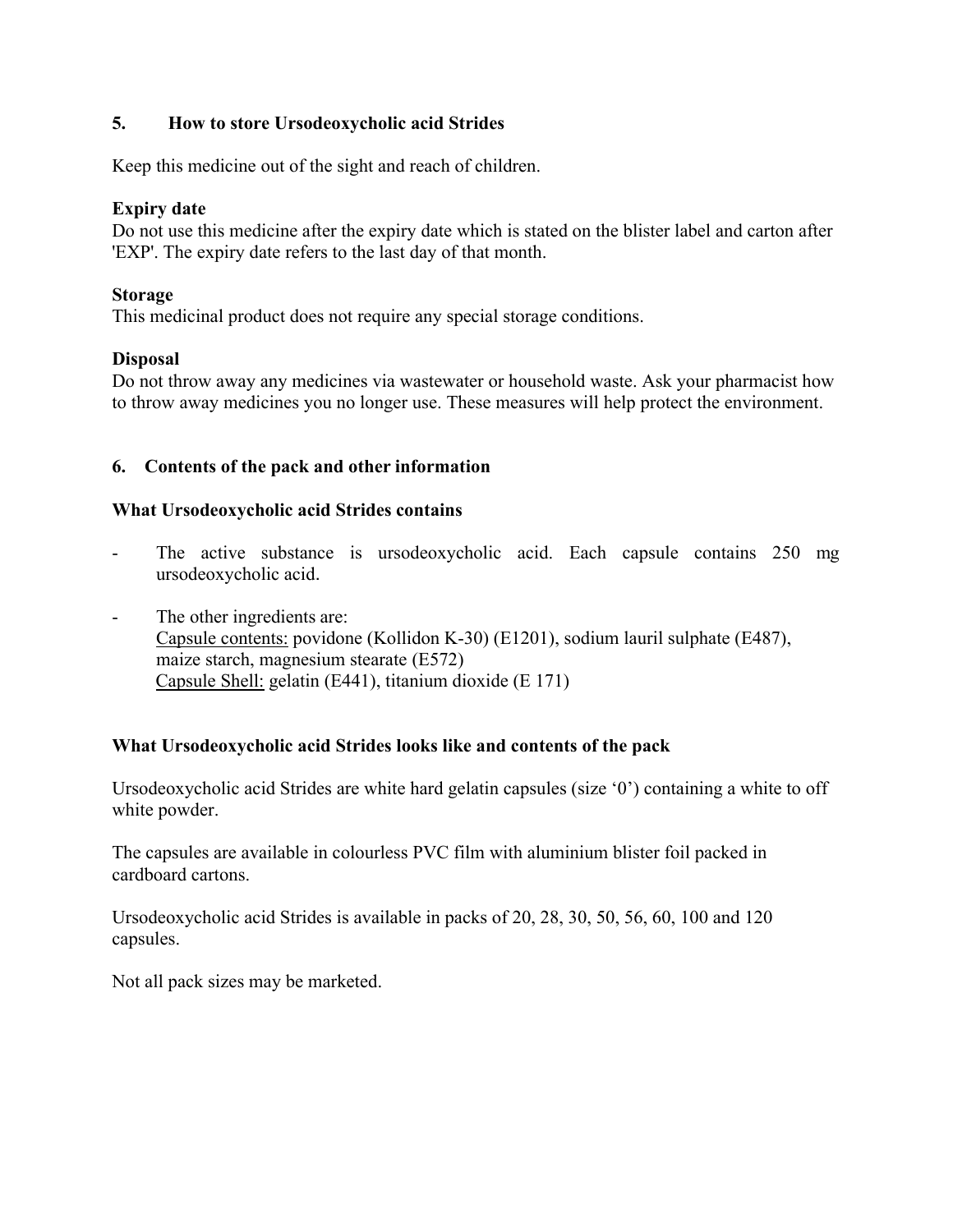## 5. How to store Ursodeoxycholic acid Strides

Keep this medicine out of the sight and reach of children.

**Expiry date**
Do not use this medicine after the expiry date which is stated on the blister label and carton after 'EXP'. The expiry date refers to the last day of that month.

**Storage**
This medicinal product does not require any special storage conditions.

**Disposal**
Do not throw away any medicines via wastewater or household waste. Ask your pharmacist how to throw away medicines you no longer use. These measures will help protect the environment.

## 6. Contents of the pack and other information

**What Ursodeoxycholic acid Strides contains**

- The active substance is ursodeoxycholic acid. Each capsule contains 250 mg ursodeoxycholic acid.
- The other ingredients are:
  Capsule contents: povidone (Kollidon K-30) (E1201), sodium lauril sulphate (E487), maize starch, magnesium stearate (E572)
  Capsule Shell: gelatin (E441), titanium dioxide (E 171)

**What Ursodeoxycholic acid Strides looks like and contents of the pack**

Ursodeoxycholic acid Strides are white hard gelatin capsules (size '0') containing a white to off white powder.

The capsules are available in colourless PVC film with aluminium blister foil packed in cardboard cartons.

Ursodeoxycholic acid Strides is available in packs of 20, 28, 30, 50, 56, 60, 100 and 120 capsules.

Not all pack sizes may be marketed.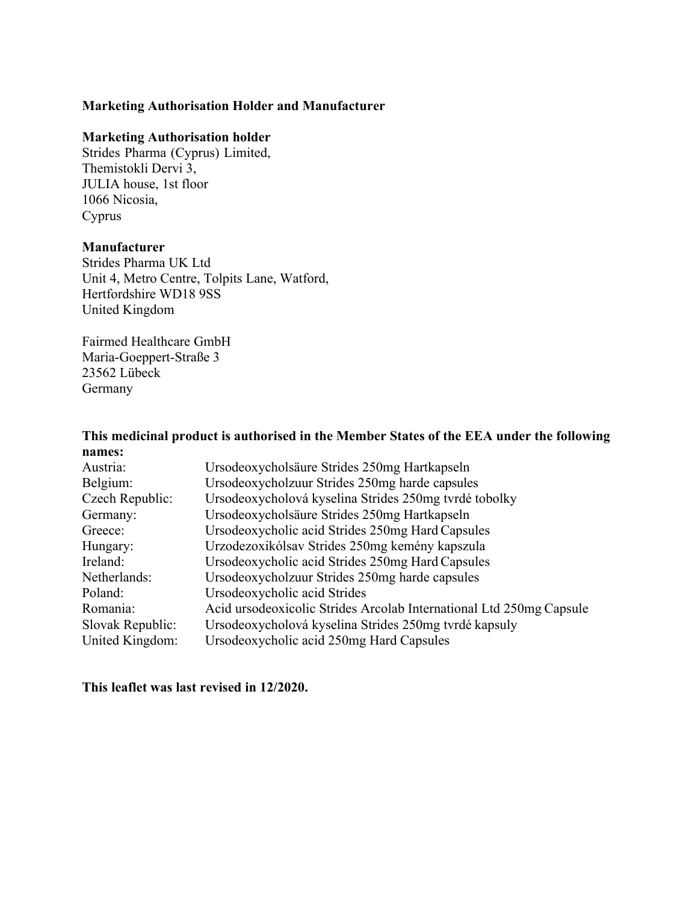**Marketing Authorisation Holder and Manufacturer**

**Marketing Authorisation holder**
Strides Pharma (Cyprus) Limited,
Themistokli Dervi 3,
JULIA house, 1st floor
1066 Nicosia,
Cyprus

**Manufacturer**
Strides Pharma UK Ltd
Unit 4, Metro Centre, Tolpits Lane, Watford,
Hertfordshire WD18 9SS
United Kingdom

Fairmed Healthcare GmbH
Maria-Goeppert-Straße 3
23562 Lübeck
Germany

**This medicinal product is authorised in the Member States of the EEA under the following names:**

| | |
|---|---|
| Austria: | Ursodeoxycholsäure Strides 250mg Hartkapseln |
| Belgium: | Ursodeoxycholzuur Strides 250mg harde capsules |
| Czech Republic: | Ursodeoxycholová kyselina Strides 250mg tvrdé tobolky |
| Germany: | Ursodeoxycholsäure Strides 250mg Hartkapseln |
| Greece: | Ursodeoxycholic acid Strides 250mg Hard Capsules |
| Hungary: | Urzodezoxikólsav Strides 250mg kemény kapszula |
| Ireland: | Ursodeoxycholic acid Strides 250mg Hard Capsules |
| Netherlands: | Ursodeoxycholzuur Strides 250mg harde capsules |
| Poland: | Ursodeoxycholic acid Strides |
| Romania: | Acid ursodeoxicolic Strides Arcolab International Ltd 250mg Capsule |
| Slovak Republic: | Ursodeoxycholová kyselina Strides 250mg tvrdé kapsuly |
| United Kingdom: | Ursodeoxycholic acid 250mg Hard Capsules |

**This leaflet was last revised in 12/2020.**